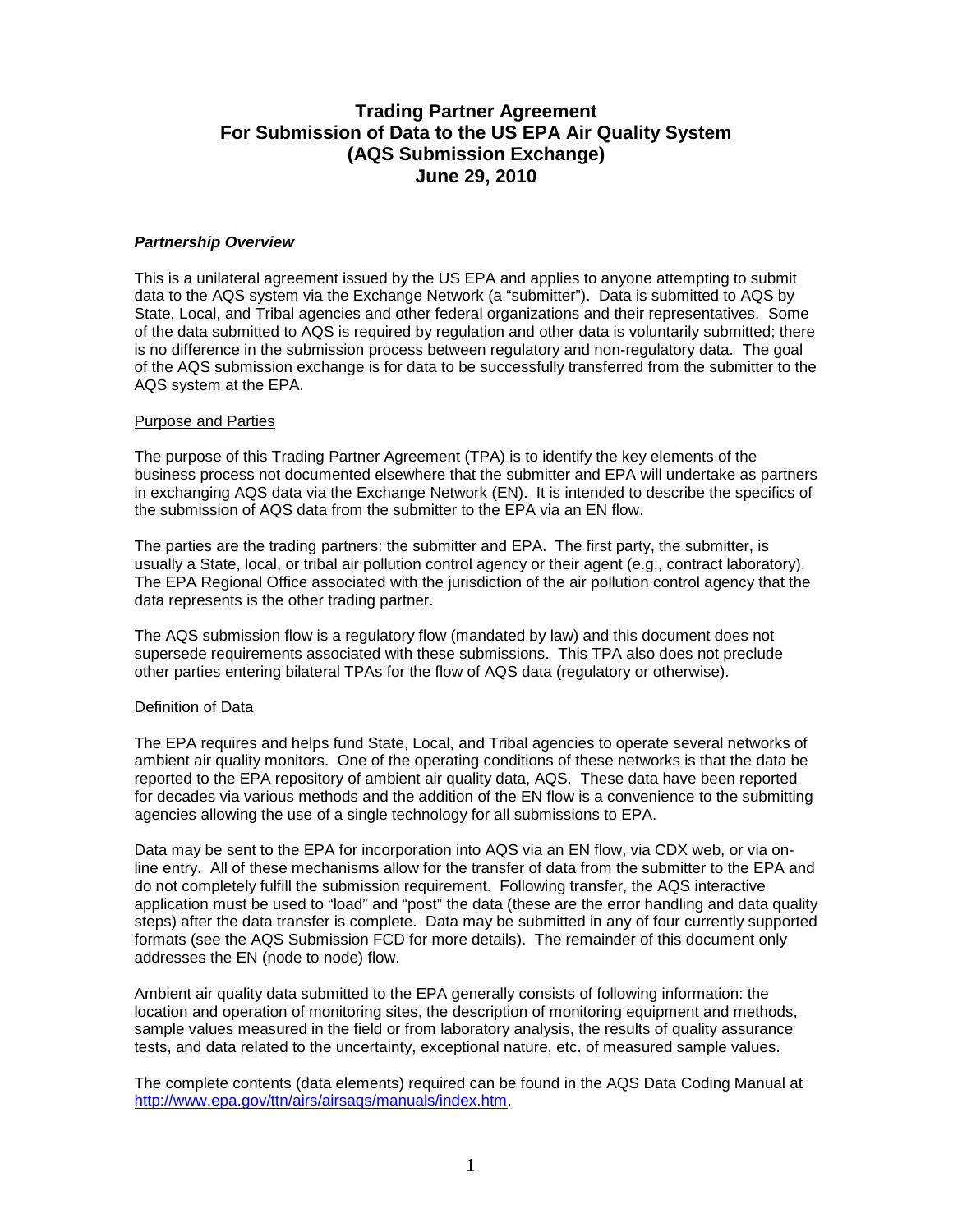# Trading Partner Agreement
# For Submission of Data to the US EPA Air Quality System
# (AQS Submission Exchange)
# June 29, 2010

***Partnership Overview***

This is a unilateral agreement issued by the US EPA and applies to anyone attempting to submit data to the AQS system via the Exchange Network (a "submitter"). Data is submitted to AQS by State, Local, and Tribal agencies and other federal organizations and their representatives. Some of the data submitted to AQS is required by regulation and other data is voluntarily submitted; there is no difference in the submission process between regulatory and non-regulatory data. The goal of the AQS submission exchange is for data to be successfully transferred from the submitter to the AQS system at the EPA.

<u>Purpose and Parties</u>

The purpose of this Trading Partner Agreement (TPA) is to identify the key elements of the business process not documented elsewhere that the submitter and EPA will undertake as partners in exchanging AQS data via the Exchange Network (EN). It is intended to describe the specifics of the submission of AQS data from the submitter to the EPA via an EN flow.

The parties are the trading partners: the submitter and EPA. The first party, the submitter, is usually a State, local, or tribal air pollution control agency or their agent (e.g., contract laboratory). The EPA Regional Office associated with the jurisdiction of the air pollution control agency that the data represents is the other trading partner.

The AQS submission flow is a regulatory flow (mandated by law) and this document does not supersede requirements associated with these submissions. This TPA also does not preclude other parties entering bilateral TPAs for the flow of AQS data (regulatory or otherwise).

<u>Definition of Data</u>

The EPA requires and helps fund State, Local, and Tribal agencies to operate several networks of ambient air quality monitors. One of the operating conditions of these networks is that the data be reported to the EPA repository of ambient air quality data, AQS. These data have been reported for decades via various methods and the addition of the EN flow is a convenience to the submitting agencies allowing the use of a single technology for all submissions to EPA.

Data may be sent to the EPA for incorporation into AQS via an EN flow, via CDX web, or via on-line entry. All of these mechanisms allow for the transfer of data from the submitter to the EPA and do not completely fulfill the submission requirement. Following transfer, the AQS interactive application must be used to "load" and "post" the data (these are the error handling and data quality steps) after the data transfer is complete. Data may be submitted in any of four currently supported formats (see the AQS Submission FCD for more details). The remainder of this document only addresses the EN (node to node) flow.

Ambient air quality data submitted to the EPA generally consists of following information: the location and operation of monitoring sites, the description of monitoring equipment and methods, sample values measured in the field or from laboratory analysis, the results of quality assurance tests, and data related to the uncertainty, exceptional nature, etc. of measured sample values.

The complete contents (data elements) required can be found in the AQS Data Coding Manual at [http://www.epa.gov/ttn/airs/airsaqs/manuals/index.htm](http://www.epa.gov/ttn/airs/airsaqs/manuals/index.htm).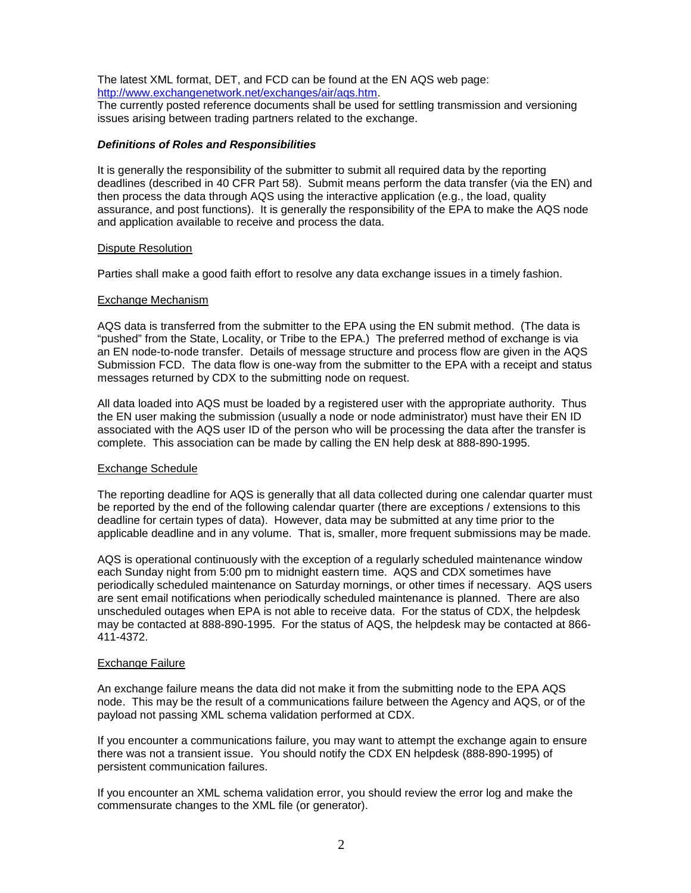The latest XML format, DET, and FCD can be found at the EN AQS web page: [http://www.exchangenetwork.net/exchanges/air/aqs.htm](http://www.exchangenetwork.net/exchanges/air/aqs.htm).
The currently posted reference documents shall be used for settling transmission and versioning issues arising between trading partners related to the exchange.

***Definitions of Roles and Responsibilities***

It is generally the responsibility of the submitter to submit all required data by the reporting deadlines (described in 40 CFR Part 58). Submit means perform the data transfer (via the EN) and then process the data through AQS using the interactive application (e.g., the load, quality assurance, and post functions). It is generally the responsibility of the EPA to make the AQS node and application available to receive and process the data.

<u>Dispute Resolution</u>

Parties shall make a good faith effort to resolve any data exchange issues in a timely fashion.

<u>Exchange Mechanism</u>

AQS data is transferred from the submitter to the EPA using the EN submit method. (The data is "pushed" from the State, Locality, or Tribe to the EPA.) The preferred method of exchange is via an EN node-to-node transfer. Details of message structure and process flow are given in the AQS Submission FCD. The data flow is one-way from the submitter to the EPA with a receipt and status messages returned by CDX to the submitting node on request.

All data loaded into AQS must be loaded by a registered user with the appropriate authority. Thus the EN user making the submission (usually a node or node administrator) must have their EN ID associated with the AQS user ID of the person who will be processing the data after the transfer is complete. This association can be made by calling the EN help desk at 888-890-1995.

<u>Exchange Schedule</u>

The reporting deadline for AQS is generally that all data collected during one calendar quarter must be reported by the end of the following calendar quarter (there are exceptions / extensions to this deadline for certain types of data). However, data may be submitted at any time prior to the applicable deadline and in any volume. That is, smaller, more frequent submissions may be made.

AQS is operational continuously with the exception of a regularly scheduled maintenance window each Sunday night from 5:00 pm to midnight eastern time. AQS and CDX sometimes have periodically scheduled maintenance on Saturday mornings, or other times if necessary. AQS users are sent email notifications when periodically scheduled maintenance is planned. There are also unscheduled outages when EPA is not able to receive data. For the status of CDX, the helpdesk may be contacted at 888-890-1995. For the status of AQS, the helpdesk may be contacted at 866-411-4372.

<u>Exchange Failure</u>

An exchange failure means the data did not make it from the submitting node to the EPA AQS node. This may be the result of a communications failure between the Agency and AQS, or of the payload not passing XML schema validation performed at CDX.

If you encounter a communications failure, you may want to attempt the exchange again to ensure there was not a transient issue. You should notify the CDX EN helpdesk (888-890-1995) of persistent communication failures.

If you encounter an XML schema validation error, you should review the error log and make the commensurate changes to the XML file (or generator).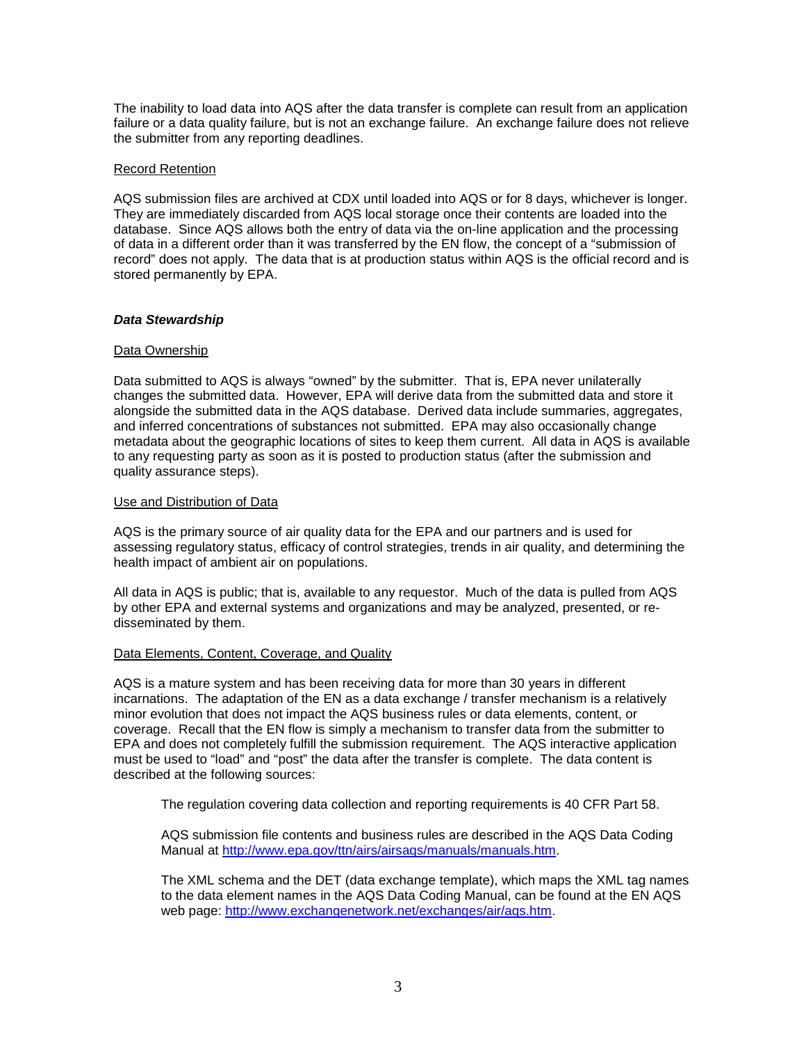The inability to load data into AQS after the data transfer is complete can result from an application failure or a data quality failure, but is not an exchange failure. An exchange failure does not relieve the submitter from any reporting deadlines.

Record Retention

AQS submission files are archived at CDX until loaded into AQS or for 8 days, whichever is longer. They are immediately discarded from AQS local storage once their contents are loaded into the database. Since AQS allows both the entry of data via the on-line application and the processing of data in a different order than it was transferred by the EN flow, the concept of a "submission of record" does not apply. The data that is at production status within AQS is the official record and is stored permanently by EPA.

### ***Data Stewardship***

Data Ownership

Data submitted to AQS is always "owned" by the submitter. That is, EPA never unilaterally changes the submitted data. However, EPA will derive data from the submitted data and store it alongside the submitted data in the AQS database. Derived data include summaries, aggregates, and inferred concentrations of substances not submitted. EPA may also occasionally change metadata about the geographic locations of sites to keep them current. All data in AQS is available to any requesting party as soon as it is posted to production status (after the submission and quality assurance steps).

Use and Distribution of Data

AQS is the primary source of air quality data for the EPA and our partners and is used for assessing regulatory status, efficacy of control strategies, trends in air quality, and determining the health impact of ambient air on populations.

All data in AQS is public; that is, available to any requestor. Much of the data is pulled from AQS by other EPA and external systems and organizations and may be analyzed, presented, or re-disseminated by them.

Data Elements, Content, Coverage, and Quality

AQS is a mature system and has been receiving data for more than 30 years in different incarnations. The adaptation of the EN as a data exchange / transfer mechanism is a relatively minor evolution that does not impact the AQS business rules or data elements, content, or coverage. Recall that the EN flow is simply a mechanism to transfer data from the submitter to EPA and does not completely fulfill the submission requirement. The AQS interactive application must be used to "load" and "post" the data after the transfer is complete. The data content is described at the following sources:

> The regulation covering data collection and reporting requirements is 40 CFR Part 58.
>
> AQS submission file contents and business rules are described in the AQS Data Coding Manual at http://www.epa.gov/ttn/airs/airsaqs/manuals/manuals.htm.
>
> The XML schema and the DET (data exchange template), which maps the XML tag names to the data element names in the AQS Data Coding Manual, can be found at the EN AQS web page: http://www.exchangenetwork.net/exchanges/air/aqs.htm.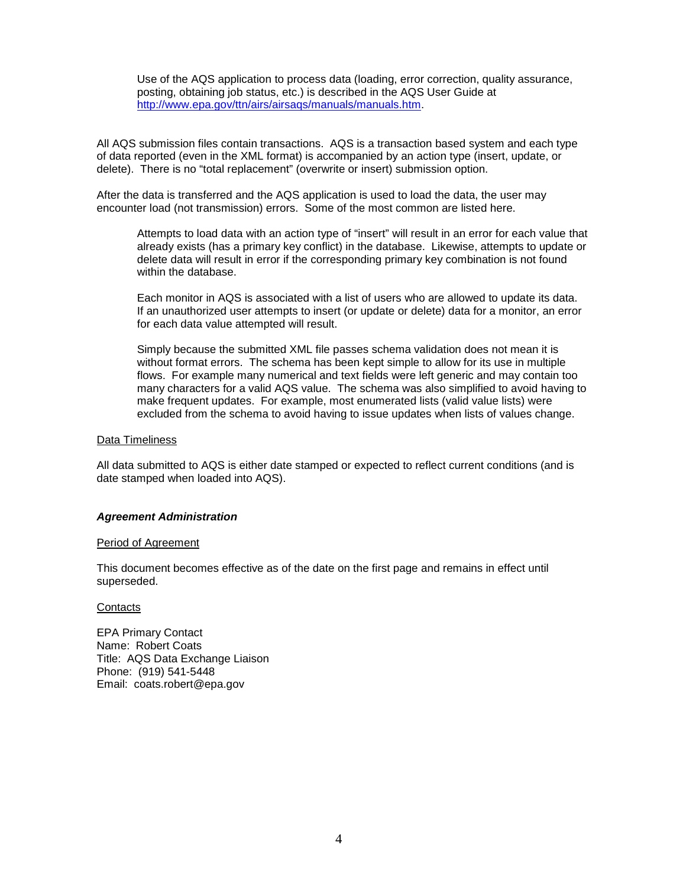Use of the AQS application to process data (loading, error correction, quality assurance, posting, obtaining job status, etc.) is described in the AQS User Guide at http://www.epa.gov/ttn/airs/airsaqs/manuals/manuals.htm.

All AQS submission files contain transactions. AQS is a transaction based system and each type of data reported (even in the XML format) is accompanied by an action type (insert, update, or delete). There is no "total replacement" (overwrite or insert) submission option.

After the data is transferred and the AQS application is used to load the data, the user may encounter load (not transmission) errors. Some of the most common are listed here.

Attempts to load data with an action type of "insert" will result in an error for each value that already exists (has a primary key conflict) in the database. Likewise, attempts to update or delete data will result in error if the corresponding primary key combination is not found within the database.

Each monitor in AQS is associated with a list of users who are allowed to update its data. If an unauthorized user attempts to insert (or update or delete) data for a monitor, an error for each data value attempted will result.

Simply because the submitted XML file passes schema validation does not mean it is without format errors. The schema has been kept simple to allow for its use in multiple flows. For example many numerical and text fields were left generic and may contain too many characters for a valid AQS value. The schema was also simplified to avoid having to make frequent updates. For example, most enumerated lists (valid value lists) were excluded from the schema to avoid having to issue updates when lists of values change.

Data Timeliness

All data submitted to AQS is either date stamped or expected to reflect current conditions (and is date stamped when loaded into AQS).

### ***Agreement Administration***

Period of Agreement

This document becomes effective as of the date on the first page and remains in effect until superseded.

Contacts

EPA Primary Contact
Name: Robert Coats
Title: AQS Data Exchange Liaison
Phone: (919) 541-5448
Email: coats.robert@epa.gov